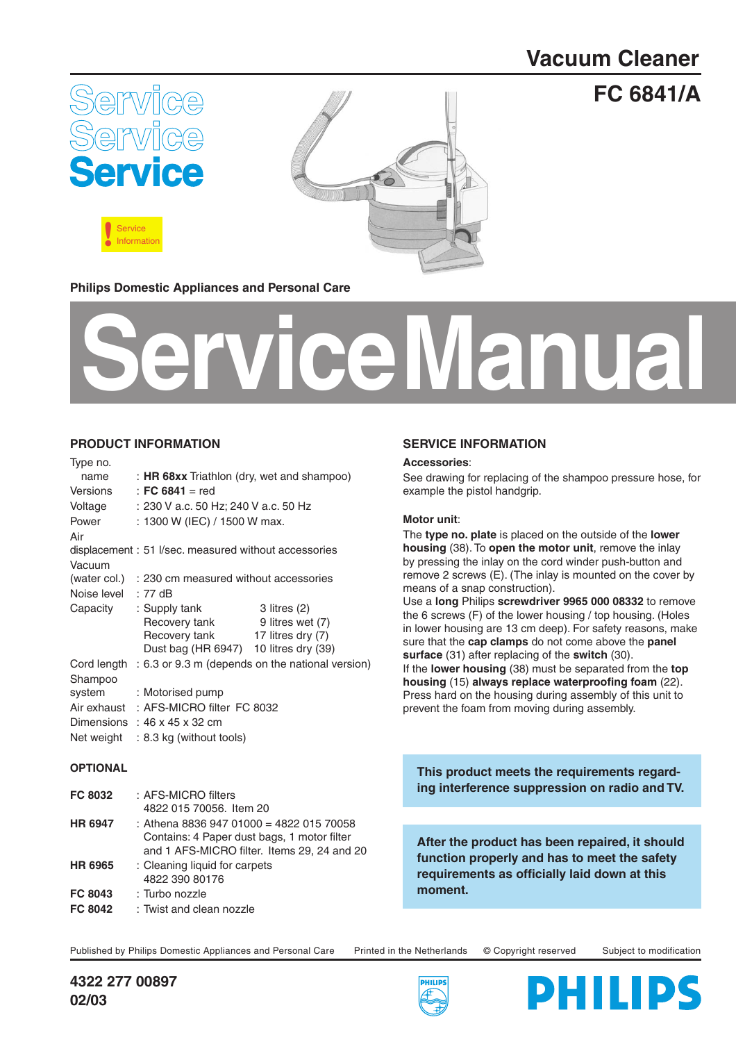# Vacuum Cleaner

## FC 6841/A

Service
Service
Service

Service Information

Philips Domestic Appliances and Personal Care

# ServiceManual

## PRODUCT INFORMATION

| | |
|---|---|
| Type no. name | : **HR 68xx** Triathlon (dry, wet and shampoo) |
| Versions | : **FC 6841** = red |
| Voltage | : 230 V a.c. 50 Hz; 240 V a.c. 50 Hz |
| Power | : 1300 W (IEC) / 1500 W max. |
| Air displacement | : 51 l/sec. measured without accessories |
| Vacuum (water col.) | : 230 cm measured without accessories |
| Noise level | : 77 dB |
| Capacity | : Supply tank 3 litres (2)<br>Recovery tank 9 litres wet (7)<br>Recovery tank 17 litres dry (7)<br>Dust bag (HR 6947) 10 litres dry (39) |
| Cord length | : 6.3 or 9.3 m (depends on the national version) |
| Shampoo system | : Motorised pump |
| Air exhaust | : AFS-MICRO filter FC 8032 |
| Dimensions | : 46 x 45 x 32 cm |
| Net weight | : 8.3 kg (without tools) |

## OPTIONAL

| | |
|---|---|
| **FC 8032** | : AFS-MICRO filters<br>4822 015 70056. Item 20 |
| **HR 6947** | : Athena 8836 947 01000 = 4822 015 70058<br>Contains: 4 Paper dust bags, 1 motor filter and 1 AFS-MICRO filter. Items 29, 24 and 20 |
| **HR 6965** | : Cleaning liquid for carpets<br>4822 390 80176 |
| **FC 8043** | : Turbo nozzle |
| **FC 8042** | : Twist and clean nozzle |

## SERVICE INFORMATION

**Accessories**:

See drawing for replacing of the shampoo pressure hose, for example the pistol handgrip.

**Motor unit**:

The **type no. plate** is placed on the outside of the **lower housing** (38). To **open the motor unit**, remove the inlay by pressing the inlay on the cord winder push-button and remove 2 screws (E). (The inlay is mounted on the cover by means of a snap construction).
Use a **long** Philips **screwdriver 9965 000 08332** to remove the 6 screws (F) of the lower housing / top housing. (Holes in lower housing are 13 cm deep). For safety reasons, make sure that the **cap clamps** do not come above the **panel surface** (31) after replacing of the **switch** (30).
If the **lower housing** (38) must be separated from the **top housing** (15) **always replace waterproofing foam** (22).
Press hard on the housing during assembly of this unit to prevent the foam from moving during assembly.

**This product meets the requirements regarding interference suppression on radio and TV.**

**After the product has been repaired, it should function properly and has to meet the safety requirements as officially laid down at this moment.**

Published by Philips Domestic Appliances and Personal Care Printed in the Netherlands © Copyright reserved Subject to modification

**4322 277 00897**
**02/03**

PHILIPS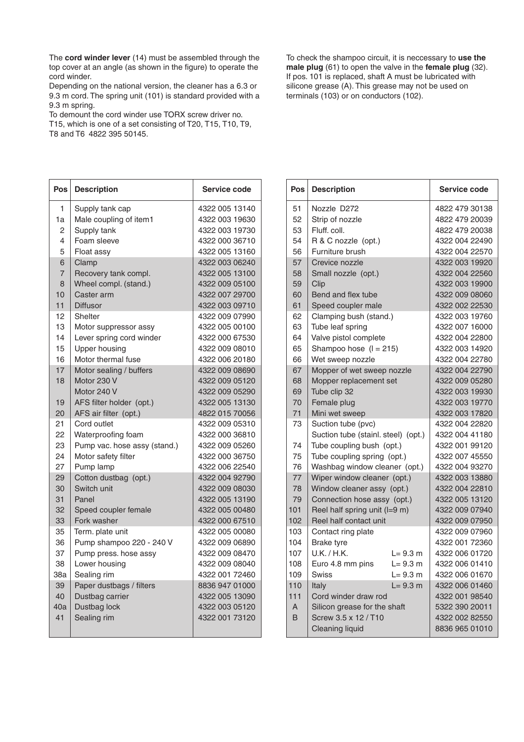The **cord winder lever** (14) must be assembled through the top cover at an angle (as shown in the figure) to operate the cord winder.

Depending on the national version, the cleaner has a 6.3 or 9.3 m cord. The spring unit (101) is standard provided with a 9.3 m spring.

To demount the cord winder use TORX screw driver no. T15, which is one of a set consisting of T20, T15, T10, T9, T8 and T6 4822 395 50145.

To check the shampoo circuit, it is neccessary to **use the male plug** (61) to open the valve in the **female plug** (32). If pos. 101 is replaced, shaft A must be lubricated with silicone grease (A). This grease may not be used on terminals (103) or on conductors (102).

| Pos | Description | Service code |
|---|---|---|
| 1 | Supply tank cap | 4322 005 13140 |
| 1a | Male coupling of item1 | 4322 003 19630 |
| 2 | Supply tank | 4322 003 19730 |
| 4 | Foam sleeve | 4322 000 36710 |
| 5 | Float assy | 4322 005 13160 |
| 6 | Clamp | 4322 003 06240 |
| 7 | Recovery tank compl. | 4322 005 13100 |
| 8 | Wheel compl. (stand.) | 4322 009 05100 |
| 10 | Caster arm | 4322 007 29700 |
| 11 | Diffusor | 4322 003 09710 |
| 12 | Shelter | 4322 009 07990 |
| 13 | Motor suppressor assy | 4322 005 00100 |
| 14 | Lever spring cord winder | 4322 000 67530 |
| 15 | Upper housing | 4322 009 08010 |
| 16 | Motor thermal fuse | 4322 006 20180 |
| 17 | Motor sealing / buffers | 4322 009 08690 |
| 18 | Motor 230 V | 4322 009 05120 |
| | Motor 240 V | 4322 009 05290 |
| 19 | AFS filter holder (opt.) | 4322 005 13130 |
| 20 | AFS air filter (opt.) | 4822 015 70056 |
| 21 | Cord outlet | 4322 009 05310 |
| 22 | Waterproofing foam | 4322 000 36810 |
| 23 | Pump vac. hose assy (stand.) | 4322 009 05260 |
| 24 | Motor safety filter | 4322 000 36750 |
| 27 | Pump lamp | 4322 006 22540 |
| 29 | Cotton dustbag (opt.) | 4322 004 92790 |
| 30 | Switch unit | 4322 009 08030 |
| 31 | Panel | 4322 005 13190 |
| 32 | Speed coupler female | 4322 005 00480 |
| 33 | Fork washer | 4322 000 67510 |
| 35 | Term. plate unit | 4322 005 00080 |
| 36 | Pump shampoo 220 - 240 V | 4322 009 06890 |
| 37 | Pump press. hose assy | 4322 009 08470 |
| 38 | Lower housing | 4322 009 08040 |
| 38a | Sealing rim | 4322 001 72460 |
| 39 | Paper dustbags / filters | 8836 947 01000 |
| 40 | Dustbag carrier | 4322 005 13090 |
| 40a | Dustbag lock | 4322 003 05120 |
| 41 | Sealing rim | 4322 001 73120 |

| Pos | Description | | Service code |
|---|---|---|---|
| 51 | Nozzle D272 | | 4822 479 30138 |
| 52 | Strip of nozzle | | 4822 479 20039 |
| 53 | Fluff. coll. | | 4822 479 20038 |
| 54 | R & C nozzle (opt.) | | 4322 004 22490 |
| 56 | Furniture brush | | 4322 004 22570 |
| 57 | Crevice nozzle | | 4322 003 19920 |
| 58 | Small nozzle (opt.) | | 4322 004 22560 |
| 59 | Clip | | 4322 003 19900 |
| 60 | Bend and flex tube | | 4322 009 08060 |
| 61 | Speed coupler male | | 4322 002 22530 |
| 62 | Clamping bush (stand.) | | 4322 003 19760 |
| 63 | Tube leaf spring | | 4322 007 16000 |
| 64 | Valve pistol complete | | 4322 004 22800 |
| 65 | Shampoo hose (l = 215) | | 4322 003 14920 |
| 66 | Wet sweep nozzle | | 4322 004 22780 |
| 67 | Mopper of wet sweep nozzle | | 4322 004 22790 |
| 68 | Mopper replacement set | | 4322 009 05280 |
| 69 | Tube clip 32 | | 4322 003 19930 |
| 70 | Female plug | | 4322 003 19770 |
| 71 | Mini wet sweep | | 4322 003 17820 |
| 73 | Suction tube (pvc) | | 4322 004 22820 |
| | Suction tube (stainl. steel) (opt.) | | 4322 004 41180 |
| 74 | Tube coupling bush (opt.) | | 4322 001 99120 |
| 75 | Tube coupling spring (opt.) | | 4322 007 45550 |
| 76 | Washbag window cleaner (opt.) | | 4322 004 93270 |
| 77 | Wiper window cleaner (opt.) | | 4322 003 13880 |
| 78 | Window cleaner assy (opt.) | | 4322 004 22810 |
| 79 | Connection hose assy (opt.) | | 4322 005 13120 |
| 101 | Reel half spring unit (l=9 m) | | 4322 009 07940 |
| 102 | Reel half contact unit | | 4322 009 07950 |
| 103 | Contact ring plate | | 4322 009 07960 |
| 104 | Brake tyre | | 4322 001 72360 |
| 107 | U.K. / H.K. | L= 9.3 m | 4322 006 01720 |
| 108 | Euro 4.8 mm pins | L= 9.3 m | 4322 006 01410 |
| 109 | Swiss | L= 9.3 m | 4322 006 01670 |
| 110 | Italy | L= 9.3 m | 4322 006 01460 |
| 111 | Cord winder draw rod | | 4322 001 98540 |
| A | Silicon grease for the shaft | | 5322 390 20011 |
| B | Screw 3.5 x 12 / T10 | | 4322 002 82550 |
| | Cleaning liquid | | 8836 965 01010 |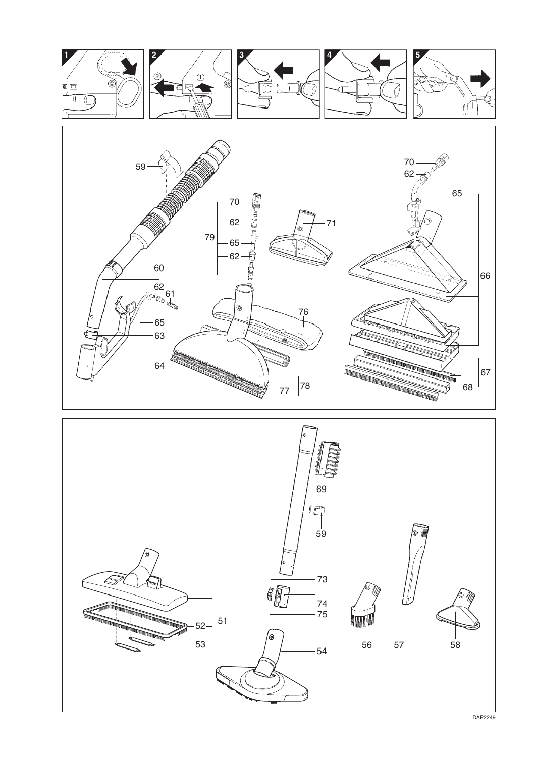1

2

①

②

3

4

5

59

60

62

61

65

63

64

70

62

79

65

62

71

76

78

77

70

62

65

66

67

68

69

59

73

74

75

51

52

53

54

56

57

58

DAP2249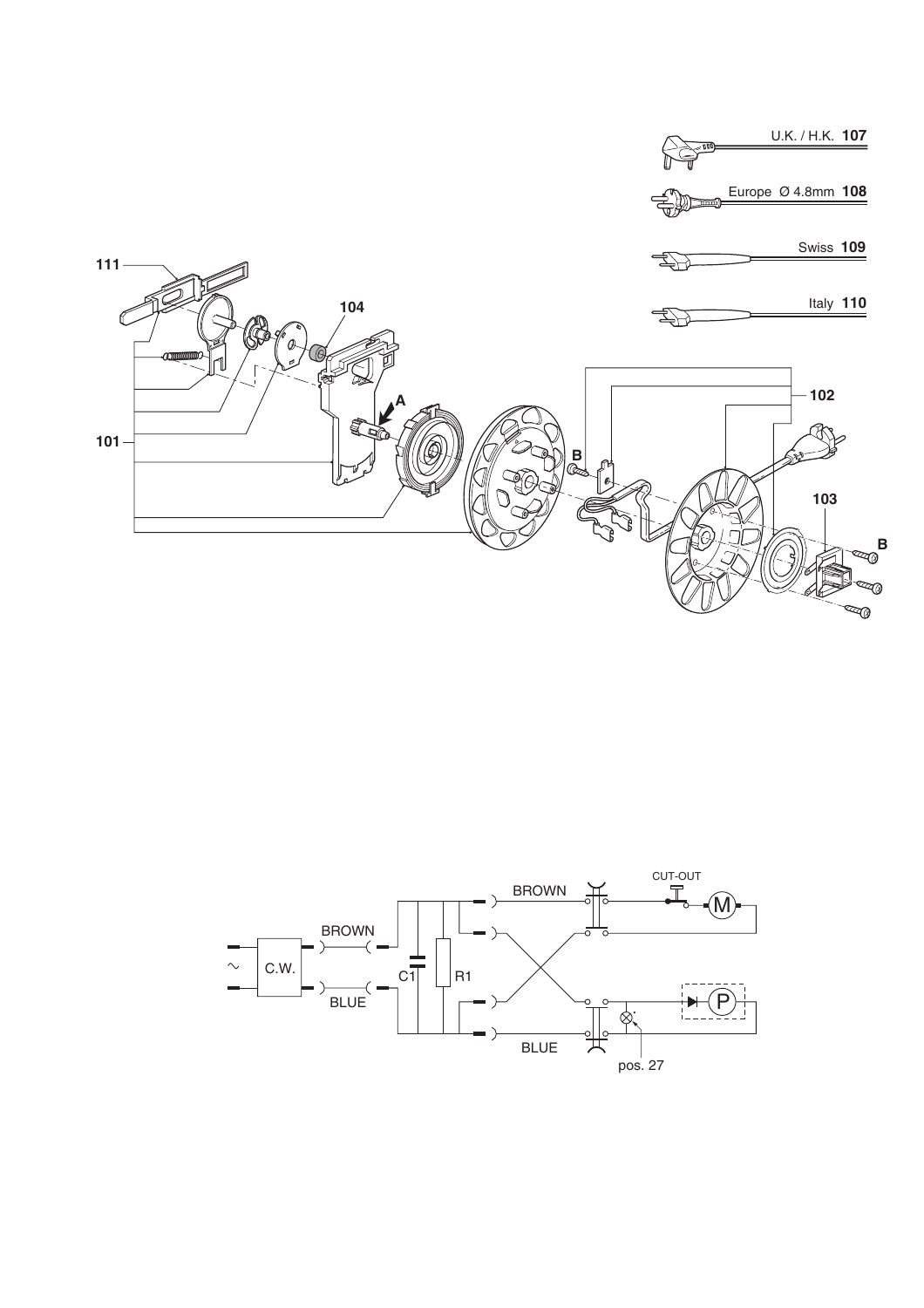U.K. / H.K. **107**

Europe Ø 4.8mm **108**

Swiss **109**

Italy **110**

**111**

**104**

**101**

A

B

**102**

**103**

B

BROWN

CUT-OUT

M

C.W.

BROWN

C1

R1

BLUE

P

BLUE

pos. 27